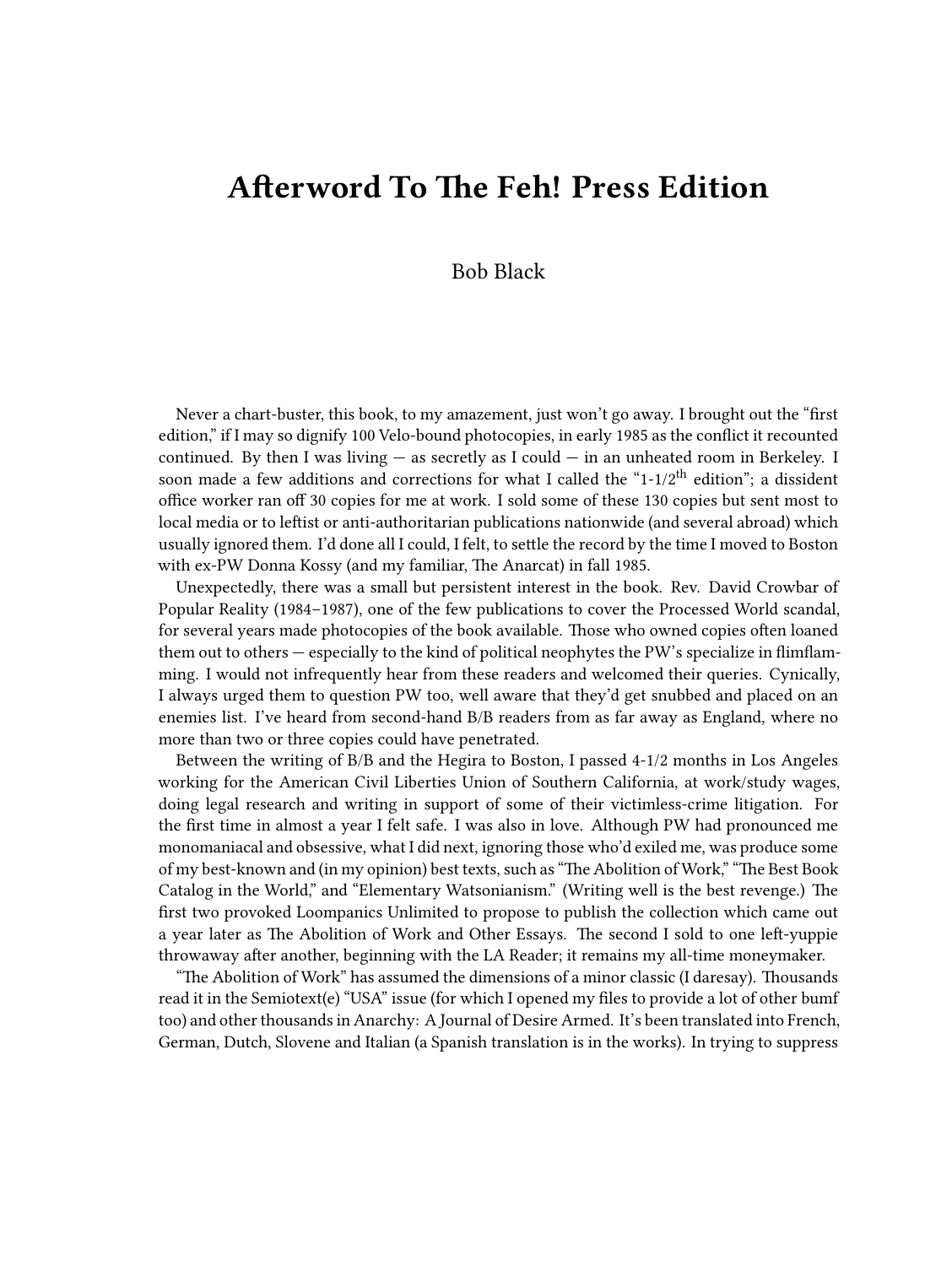# Afterword To The Feh! Press Edition

Bob Black

Never a chart-buster, this book, to my amazement, just won't go away. I brought out the "first edition," if I may so dignify 100 Velo-bound photocopies, in early 1985 as the conflict it recounted continued. By then I was living — as secretly as I could — in an unheated room in Berkeley. I soon made a few additions and corrections for what I called the "1-1/2th edition"; a dissident office worker ran off 30 copies for me at work. I sold some of these 130 copies but sent most to local media or to leftist or anti-authoritarian publications nationwide (and several abroad) which usually ignored them. I'd done all I could, I felt, to settle the record by the time I moved to Boston with ex-PW Donna Kossy (and my familiar, The Anarcat) in fall 1985.

Unexpectedly, there was a small but persistent interest in the book. Rev. David Crowbar of Popular Reality (1984–1987), one of the few publications to cover the Processed World scandal, for several years made photocopies of the book available. Those who owned copies often loaned them out to others — especially to the kind of political neophytes the PW's specialize in flimflamming. I would not infrequently hear from these readers and welcomed their queries. Cynically, I always urged them to question PW too, well aware that they'd get snubbed and placed on an enemies list. I've heard from second-hand B/B readers from as far away as England, where no more than two or three copies could have penetrated.

Between the writing of B/B and the Hegira to Boston, I passed 4-1/2 months in Los Angeles working for the American Civil Liberties Union of Southern California, at work/study wages, doing legal research and writing in support of some of their victimless-crime litigation. For the first time in almost a year I felt safe. I was also in love. Although PW had pronounced me monomaniacal and obsessive, what I did next, ignoring those who'd exiled me, was produce some of my best-known and (in my opinion) best texts, such as "The Abolition of Work," "The Best Book Catalog in the World," and "Elementary Watsonianism." (Writing well is the best revenge.) The first two provoked Loompanics Unlimited to propose to publish the collection which came out a year later as The Abolition of Work and Other Essays. The second I sold to one left-yuppie throwaway after another, beginning with the LA Reader; it remains my all-time moneymaker.

"The Abolition of Work" has assumed the dimensions of a minor classic (I daresay). Thousands read it in the Semiotext(e) "USA" issue (for which I opened my files to provide a lot of other bumf too) and other thousands in Anarchy: A Journal of Desire Armed. It's been translated into French, German, Dutch, Slovene and Italian (a Spanish translation is in the works). In trying to suppress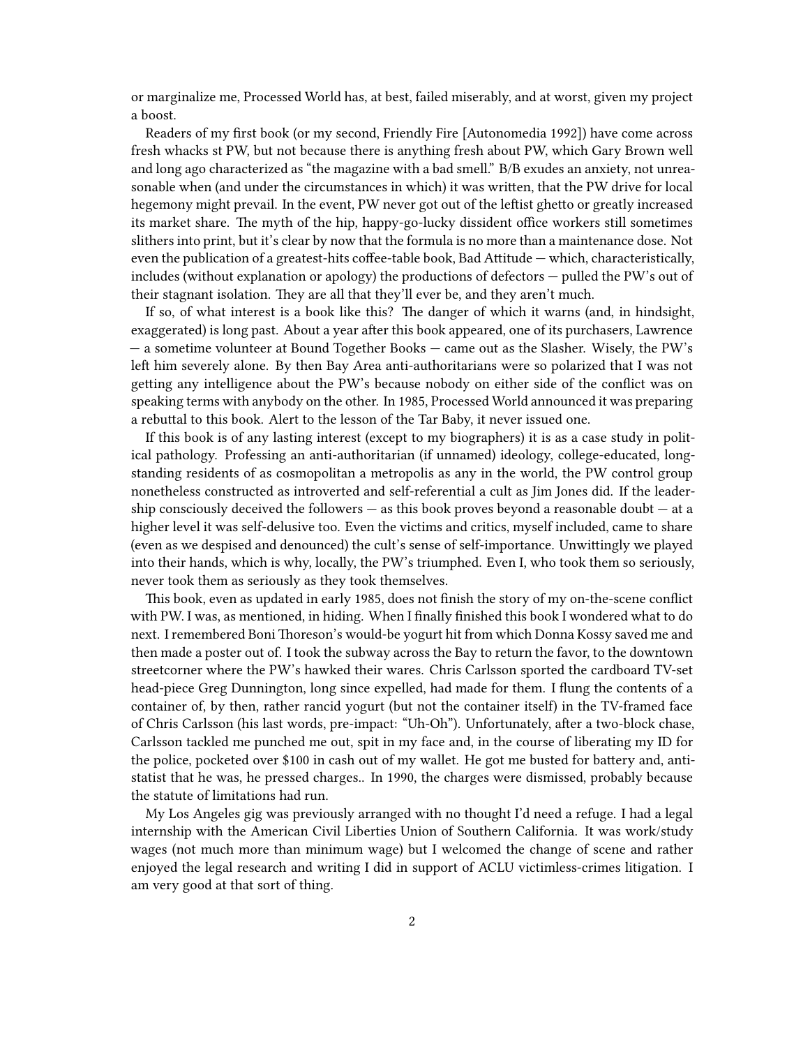or marginalize me, Processed World has, at best, failed miserably, and at worst, given my project a boost.

Readers of my first book (or my second, Friendly Fire [Autonomedia 1992]) have come across fresh whacks st PW, but not because there is anything fresh about PW, which Gary Brown well and long ago characterized as "the magazine with a bad smell." B/B exudes an anxiety, not unreasonable when (and under the circumstances in which) it was written, that the PW drive for local hegemony might prevail. In the event, PW never got out of the leftist ghetto or greatly increased its market share. The myth of the hip, happy-go-lucky dissident office workers still sometimes slithers into print, but it's clear by now that the formula is no more than a maintenance dose. Not even the publication of a greatest-hits coffee-table book, Bad Attitude — which, characteristically, includes (without explanation or apology) the productions of defectors — pulled the PW's out of their stagnant isolation. They are all that they'll ever be, and they aren't much.

If so, of what interest is a book like this? The danger of which it warns (and, in hindsight, exaggerated) is long past. About a year after this book appeared, one of its purchasers, Lawrence — a sometime volunteer at Bound Together Books — came out as the Slasher. Wisely, the PW's left him severely alone. By then Bay Area anti-authoritarians were so polarized that I was not getting any intelligence about the PW's because nobody on either side of the conflict was on speaking terms with anybody on the other. In 1985, Processed World announced it was preparing a rebuttal to this book. Alert to the lesson of the Tar Baby, it never issued one.

If this book is of any lasting interest (except to my biographers) it is as a case study in political pathology. Professing an anti-authoritarian (if unnamed) ideology, college-educated, long-standing residents of as cosmopolitan a metropolis as any in the world, the PW control group nonetheless constructed as introverted and self-referential a cult as Jim Jones did. If the leadership consciously deceived the followers — as this book proves beyond a reasonable doubt — at a higher level it was self-delusive too. Even the victims and critics, myself included, came to share (even as we despised and denounced) the cult's sense of self-importance. Unwittingly we played into their hands, which is why, locally, the PW's triumphed. Even I, who took them so seriously, never took them as seriously as they took themselves.

This book, even as updated in early 1985, does not finish the story of my on-the-scene conflict with PW. I was, as mentioned, in hiding. When I finally finished this book I wondered what to do next. I remembered Boni Thoreson's would-be yogurt hit from which Donna Kossy saved me and then made a poster out of. I took the subway across the Bay to return the favor, to the downtown streetcorner where the PW's hawked their wares. Chris Carlsson sported the cardboard TV-set head-piece Greg Dunnington, long since expelled, had made for them. I flung the contents of a container of, by then, rather rancid yogurt (but not the container itself) in the TV-framed face of Chris Carlsson (his last words, pre-impact: "Uh-Oh"). Unfortunately, after a two-block chase, Carlsson tackled me punched me out, spit in my face and, in the course of liberating my ID for the police, pocketed over $100 in cash out of my wallet. He got me busted for battery and, anti-statist that he was, he pressed charges.. In 1990, the charges were dismissed, probably because the statute of limitations had run.

My Los Angeles gig was previously arranged with no thought I'd need a refuge. I had a legal internship with the American Civil Liberties Union of Southern California. It was work/study wages (not much more than minimum wage) but I welcomed the change of scene and rather enjoyed the legal research and writing I did in support of ACLU victimless-crimes litigation. I am very good at that sort of thing.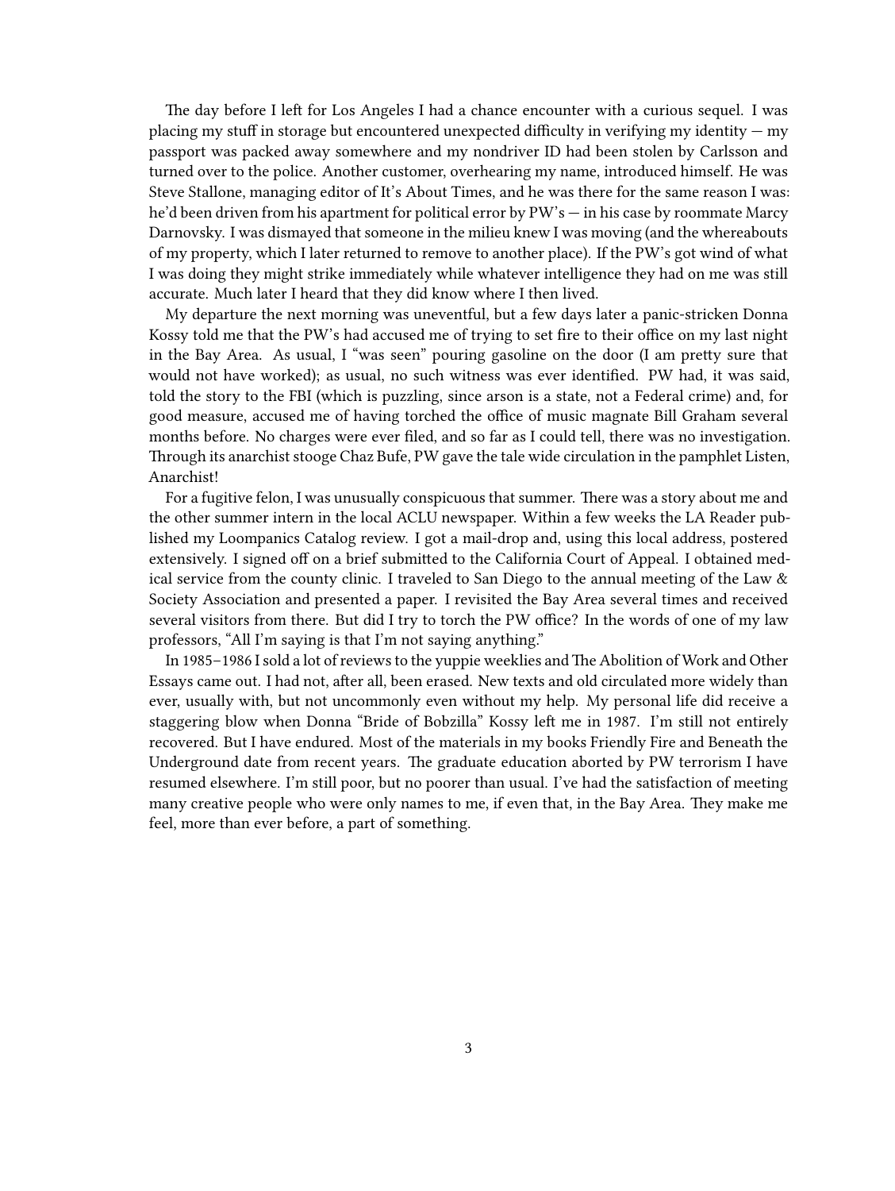The day before I left for Los Angeles I had a chance encounter with a curious sequel. I was placing my stuff in storage but encountered unexpected difficulty in verifying my identity — my passport was packed away somewhere and my nondriver ID had been stolen by Carlsson and turned over to the police. Another customer, overhearing my name, introduced himself. He was Steve Stallone, managing editor of It's About Times, and he was there for the same reason I was: he'd been driven from his apartment for political error by PW's — in his case by roommate Marcy Darnovsky. I was dismayed that someone in the milieu knew I was moving (and the whereabouts of my property, which I later returned to remove to another place). If the PW's got wind of what I was doing they might strike immediately while whatever intelligence they had on me was still accurate. Much later I heard that they did know where I then lived.

My departure the next morning was uneventful, but a few days later a panic-stricken Donna Kossy told me that the PW's had accused me of trying to set fire to their office on my last night in the Bay Area. As usual, I "was seen" pouring gasoline on the door (I am pretty sure that would not have worked); as usual, no such witness was ever identified. PW had, it was said, told the story to the FBI (which is puzzling, since arson is a state, not a Federal crime) and, for good measure, accused me of having torched the office of music magnate Bill Graham several months before. No charges were ever filed, and so far as I could tell, there was no investigation. Through its anarchist stooge Chaz Bufe, PW gave the tale wide circulation in the pamphlet Listen, Anarchist!

For a fugitive felon, I was unusually conspicuous that summer. There was a story about me and the other summer intern in the local ACLU newspaper. Within a few weeks the LA Reader published my Loompanics Catalog review. I got a mail-drop and, using this local address, postered extensively. I signed off on a brief submitted to the California Court of Appeal. I obtained medical service from the county clinic. I traveled to San Diego to the annual meeting of the Law & Society Association and presented a paper. I revisited the Bay Area several times and received several visitors from there. But did I try to torch the PW office? In the words of one of my law professors, "All I'm saying is that I'm not saying anything."

In 1985–1986 I sold a lot of reviews to the yuppie weeklies and The Abolition of Work and Other Essays came out. I had not, after all, been erased. New texts and old circulated more widely than ever, usually with, but not uncommonly even without my help. My personal life did receive a staggering blow when Donna "Bride of Bobzilla" Kossy left me in 1987. I'm still not entirely recovered. But I have endured. Most of the materials in my books Friendly Fire and Beneath the Underground date from recent years. The graduate education aborted by PW terrorism I have resumed elsewhere. I'm still poor, but no poorer than usual. I've had the satisfaction of meeting many creative people who were only names to me, if even that, in the Bay Area. They make me feel, more than ever before, a part of something.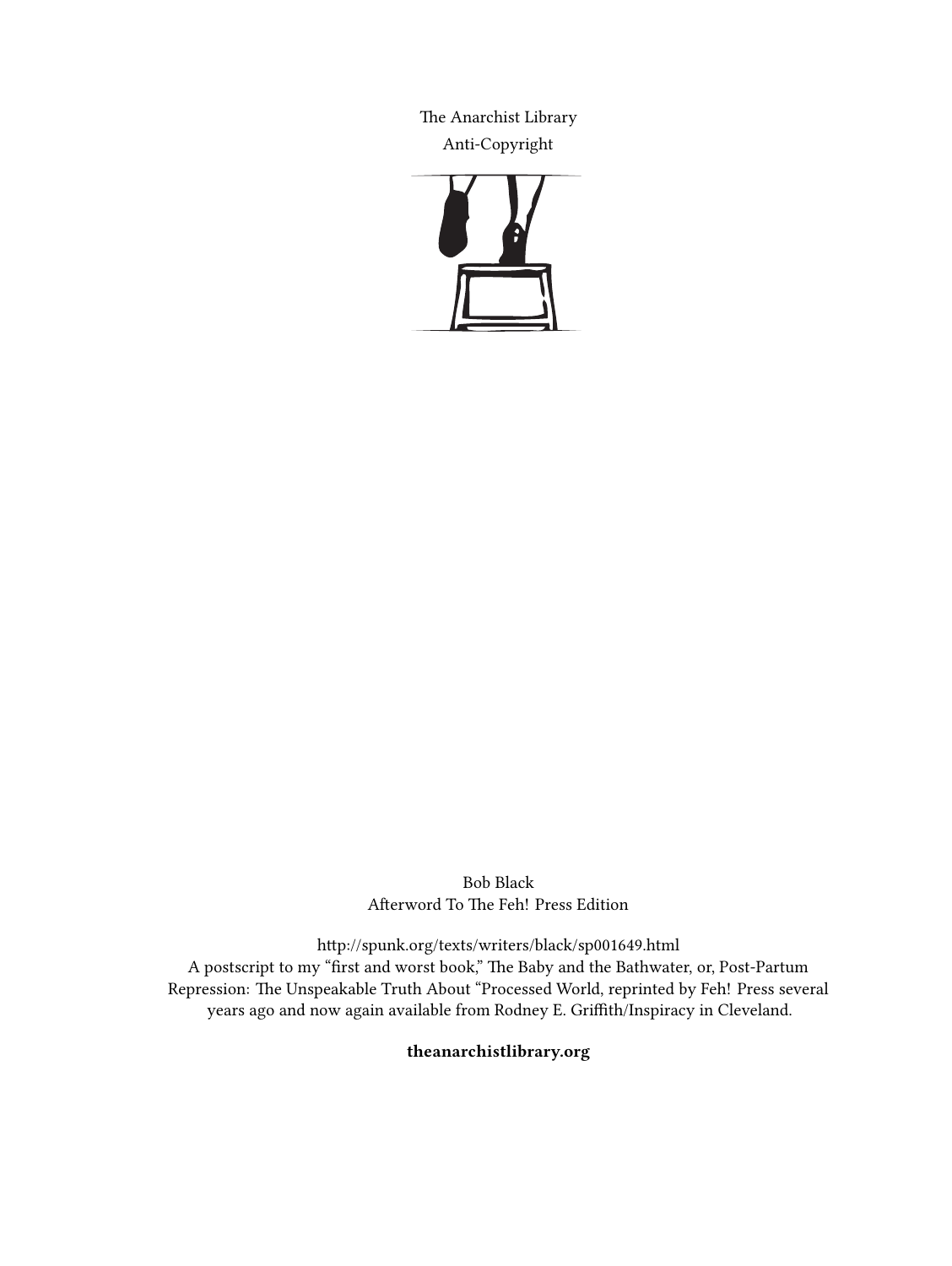The Anarchist Library
Anti-Copyright

Bob Black
Afterword To The Feh! Press Edition

http://spunk.org/texts/writers/black/sp001649.html
A postscript to my "first and worst book," The Baby and the Bathwater, or, Post-Partum Repression: The Unspeakable Truth About "Processed World, reprinted by Feh! Press several years ago and now again available from Rodney E. Griffith/Inspiracy in Cleveland.

**theanarchistlibrary.org**